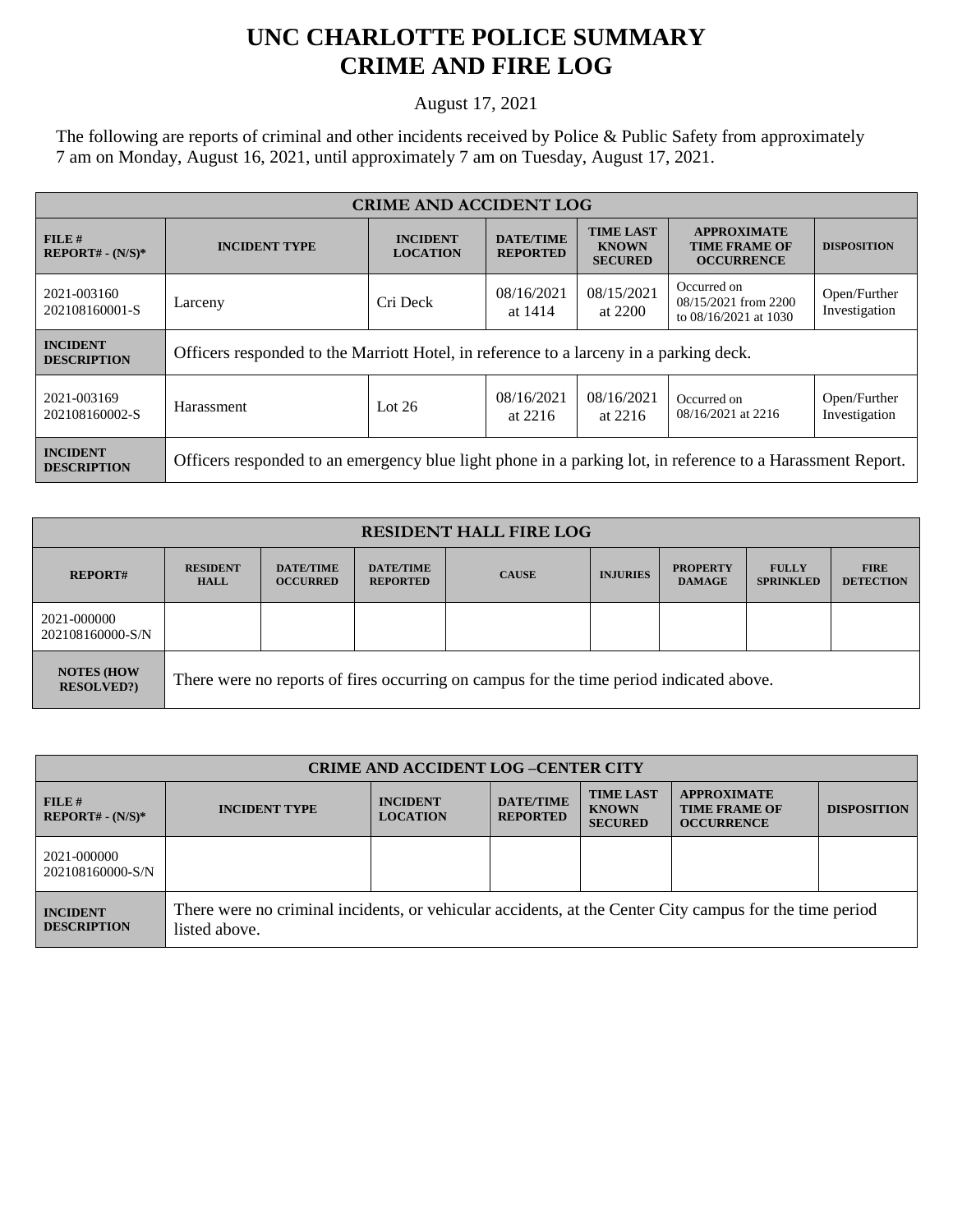# UNC CHARLOTTE POLICE SUMMARY
# CRIME AND FIRE LOG

August 17, 2021

The following are reports of criminal and other incidents received by Police & Public Safety from approximately 7 am on Monday, August 16, 2021, until approximately 7 am on Tuesday, August 17, 2021.

| CRIME AND ACCIDENT LOG | | | | | | |
|---|---|---|---|---|---|---|
| **FILE # REPORT# - (N/S)*** | **INCIDENT TYPE** | **INCIDENT LOCATION** | **DATE/TIME REPORTED** | **TIME LAST KNOWN SECURED** | **APPROXIMATE TIME FRAME OF OCCURRENCE** | **DISPOSITION** |
| 2021-003160 202108160001-S | Larceny | Cri Deck | 08/16/2021 at 1414 | 08/15/2021 at 2200 | Occurred on 08/15/2021 from 2200 to 08/16/2021 at 1030 | Open/Further Investigation |
| **INCIDENT DESCRIPTION** | Officers responded to the Marriott Hotel, in reference to a larceny in a parking deck. | | | | | |
| 2021-003169 202108160002-S | Harassment | Lot 26 | 08/16/2021 at 2216 | 08/16/2021 at 2216 | Occurred on 08/16/2021 at 2216 | Open/Further Investigation |
| **INCIDENT DESCRIPTION** | Officers responded to an emergency blue light phone in a parking lot, in reference to a Harassment Report. | | | | | |

| RESIDENT HALL FIRE LOG | | | | | | | | |
|---|---|---|---|---|---|---|---|---|
| **REPORT#** | **RESIDENT HALL** | **DATE/TIME OCCURRED** | **DATE/TIME REPORTED** | **CAUSE** | **INJURIES** | **PROPERTY DAMAGE** | **FULLY SPRINKLED** | **FIRE DETECTION** |
| 2021-000000 202108160000-S/N | | | | | | | | |
| **NOTES (HOW RESOLVED?)** | There were no reports of fires occurring on campus for the time period indicated above. | | | | | | | |

| CRIME AND ACCIDENT LOG –CENTER CITY | | | | | | |
|---|---|---|---|---|---|---|
| **FILE # REPORT# - (N/S)*** | **INCIDENT TYPE** | **INCIDENT LOCATION** | **DATE/TIME REPORTED** | **TIME LAST KNOWN SECURED** | **APPROXIMATE TIME FRAME OF OCCURRENCE** | **DISPOSITION** |
| 2021-000000 202108160000-S/N | | | | | | |
| **INCIDENT DESCRIPTION** | There were no criminal incidents, or vehicular accidents, at the Center City campus for the time period listed above. | | | | | |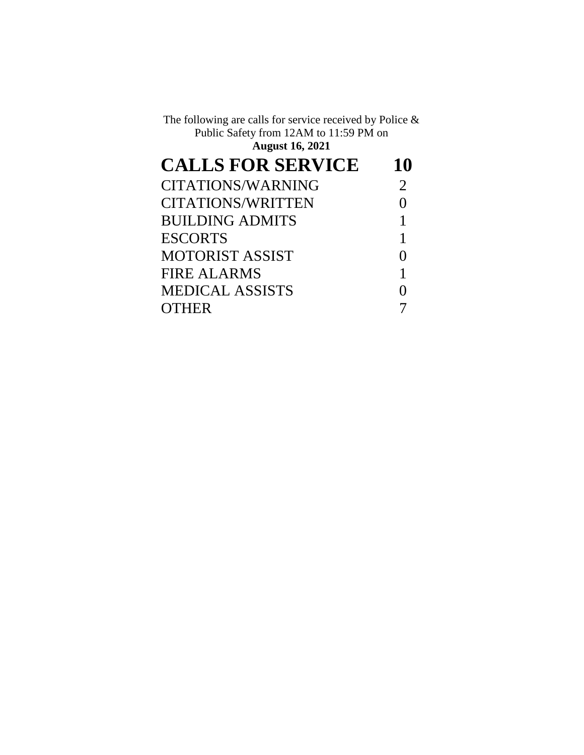The following are calls for service received by Police & Public Safety from 12AM to 11:59 PM on

**August 16, 2021**

| | |
|---|---|
| **CALLS FOR SERVICE** | **10** |
| CITATIONS/WARNING | 2 |
| CITATIONS/WRITTEN | 0 |
| BUILDING ADMITS | 1 |
| ESCORTS | 1 |
| MOTORIST ASSIST | 0 |
| FIRE ALARMS | 1 |
| MEDICAL ASSISTS | 0 |
| OTHER | 7 |